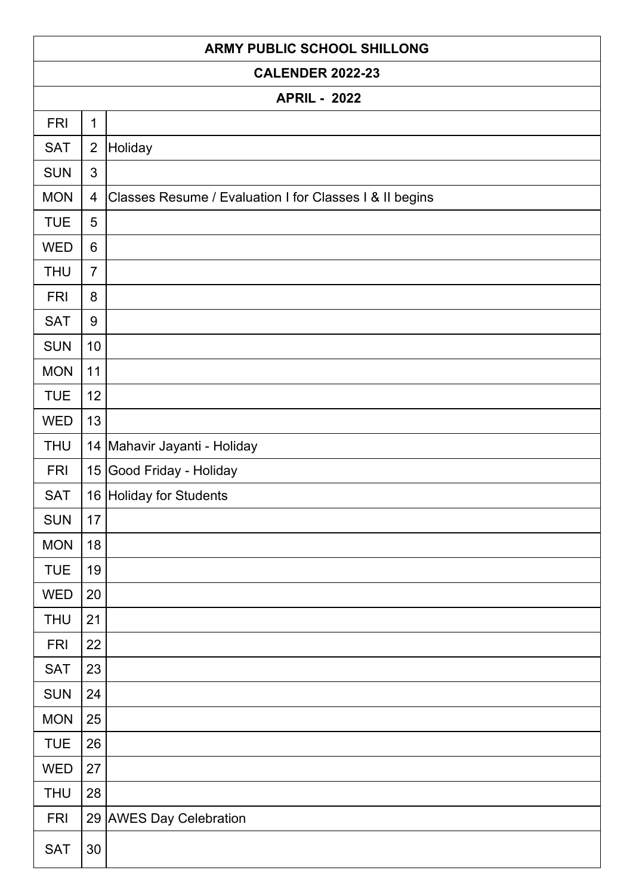# ARMY PUBLIC SCHOOL SHILLONG

## CALENDER 2022-23

### APRIL - 2022

| | | |
|---|---|---|
| FRI | 1 | |
| SAT | 2 | Holiday |
| SUN | 3 | |
| MON | 4 | Classes Resume / Evaluation I for Classes I & II begins |
| TUE | 5 | |
| WED | 6 | |
| THU | 7 | |
| FRI | 8 | |
| SAT | 9 | |
| SUN | 10 | |
| MON | 11 | |
| TUE | 12 | |
| WED | 13 | |
| THU | 14 | Mahavir Jayanti - Holiday |
| FRI | 15 | Good Friday - Holiday |
| SAT | 16 | Holiday for Students |
| SUN | 17 | |
| MON | 18 | |
| TUE | 19 | |
| WED | 20 | |
| THU | 21 | |
| FRI | 22 | |
| SAT | 23 | |
| SUN | 24 | |
| MON | 25 | |
| TUE | 26 | |
| WED | 27 | |
| THU | 28 | |
| FRI | 29 | AWES Day Celebration |
| SAT | 30 | |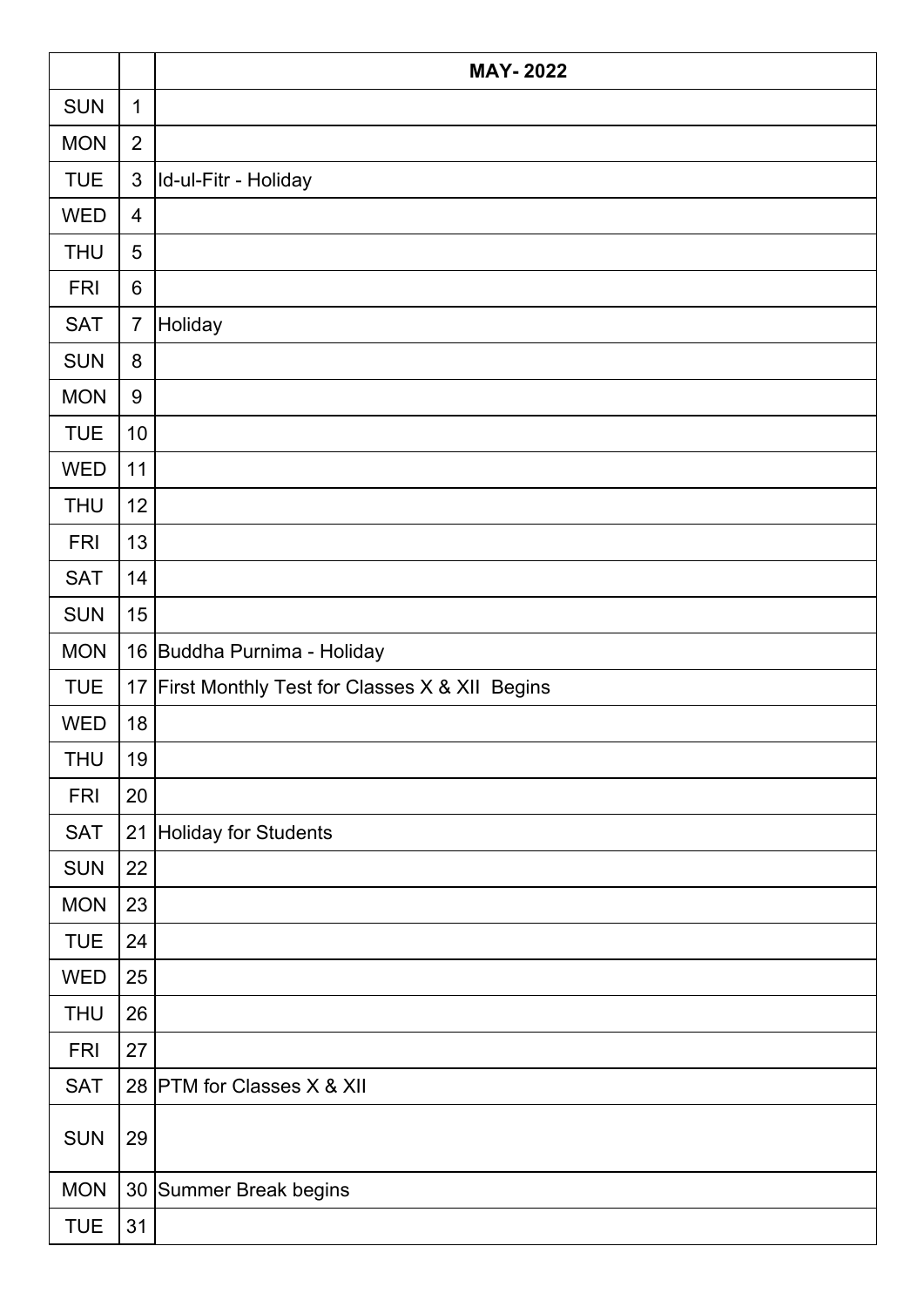| | | MAY- 2022 |
|---|---|---|
| SUN | 1 | |
| MON | 2 | |
| TUE | 3 | Id-ul-Fitr - Holiday |
| WED | 4 | |
| THU | 5 | |
| FRI | 6 | |
| SAT | 7 | Holiday |
| SUN | 8 | |
| MON | 9 | |
| TUE | 10 | |
| WED | 11 | |
| THU | 12 | |
| FRI | 13 | |
| SAT | 14 | |
| SUN | 15 | |
| MON | 16 | Buddha Purnima - Holiday |
| TUE | 17 | First Monthly Test for Classes X & XII Begins |
| WED | 18 | |
| THU | 19 | |
| FRI | 20 | |
| SAT | 21 | Holiday for Students |
| SUN | 22 | |
| MON | 23 | |
| TUE | 24 | |
| WED | 25 | |
| THU | 26 | |
| FRI | 27 | |
| SAT | 28 | PTM for Classes X & XII |
| SUN | 29 | |
| MON | 30 | Summer Break begins |
| TUE | 31 | |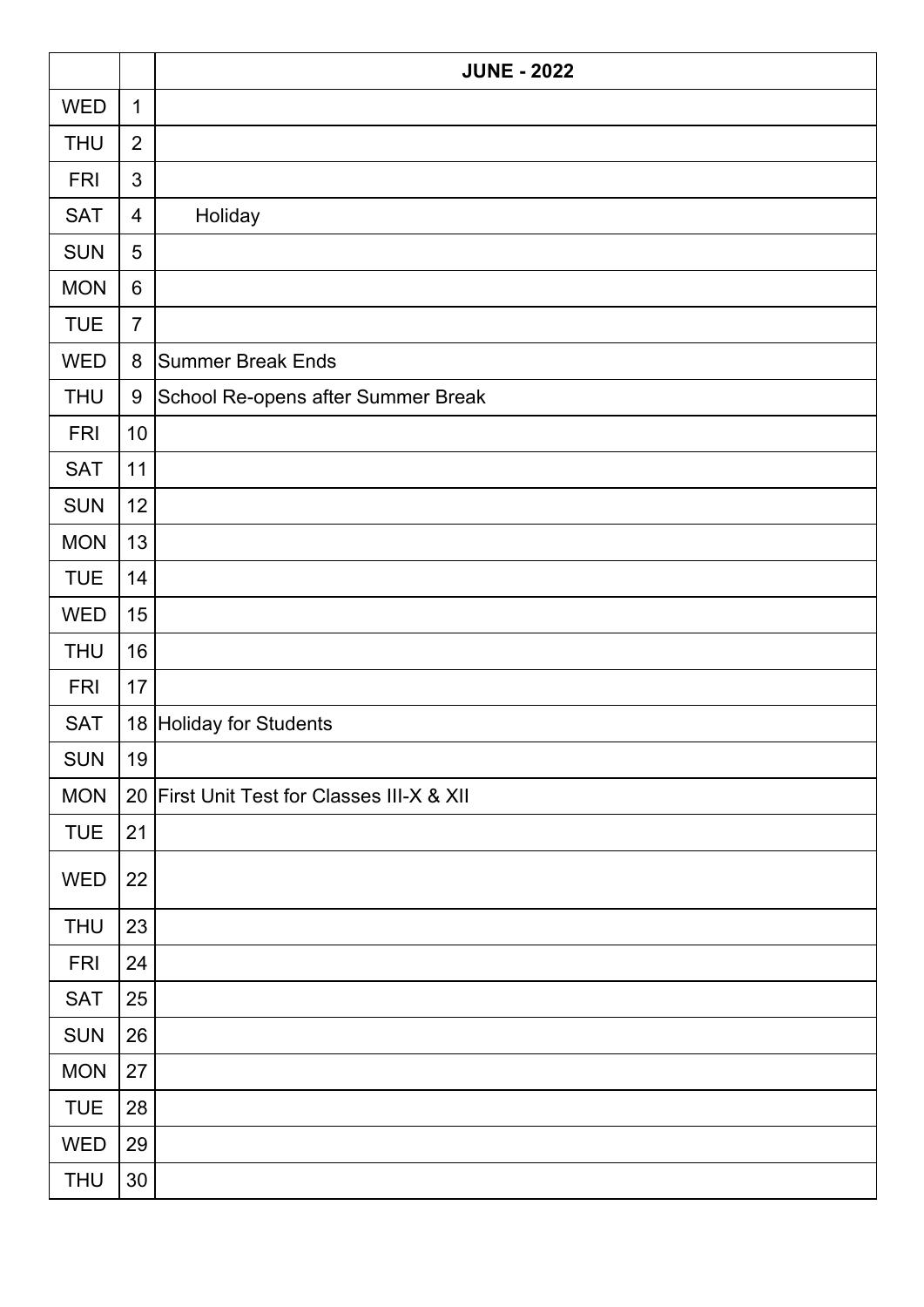| | | JUNE - 2022 |
|---|---|---|
| WED | 1 | |
| THU | 2 | |
| FRI | 3 | |
| SAT | 4 | Holiday |
| SUN | 5 | |
| MON | 6 | |
| TUE | 7 | |
| WED | 8 | Summer Break Ends |
| THU | 9 | School Re-opens after Summer Break |
| FRI | 10 | |
| SAT | 11 | |
| SUN | 12 | |
| MON | 13 | |
| TUE | 14 | |
| WED | 15 | |
| THU | 16 | |
| FRI | 17 | |
| SAT | 18 | Holiday for Students |
| SUN | 19 | |
| MON | 20 | First Unit Test for Classes III-X & XII |
| TUE | 21 | |
| WED | 22 | |
| THU | 23 | |
| FRI | 24 | |
| SAT | 25 | |
| SUN | 26 | |
| MON | 27 | |
| TUE | 28 | |
| WED | 29 | |
| THU | 30 | |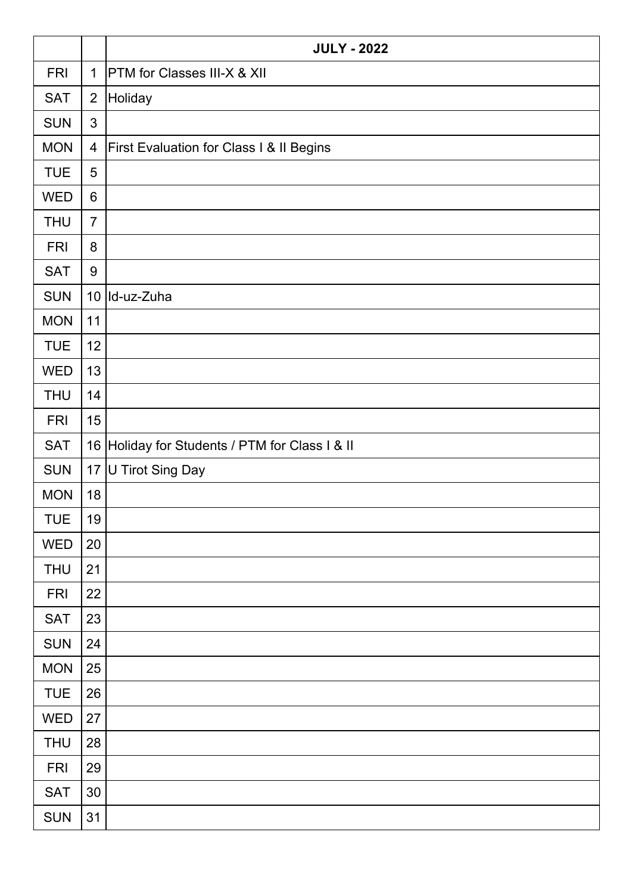| | | JULY - 2022 |
|---|---|---|
| FRI | 1 | PTM for Classes III-X & XII |
| SAT | 2 | Holiday |
| SUN | 3 | |
| MON | 4 | First Evaluation for Class I & II Begins |
| TUE | 5 | |
| WED | 6 | |
| THU | 7 | |
| FRI | 8 | |
| SAT | 9 | |
| SUN | 10 | Id-uz-Zuha |
| MON | 11 | |
| TUE | 12 | |
| WED | 13 | |
| THU | 14 | |
| FRI | 15 | |
| SAT | 16 | Holiday for Students / PTM for Class I & II |
| SUN | 17 | U Tirot Sing Day |
| MON | 18 | |
| TUE | 19 | |
| WED | 20 | |
| THU | 21 | |
| FRI | 22 | |
| SAT | 23 | |
| SUN | 24 | |
| MON | 25 | |
| TUE | 26 | |
| WED | 27 | |
| THU | 28 | |
| FRI | 29 | |
| SAT | 30 | |
| SUN | 31 | |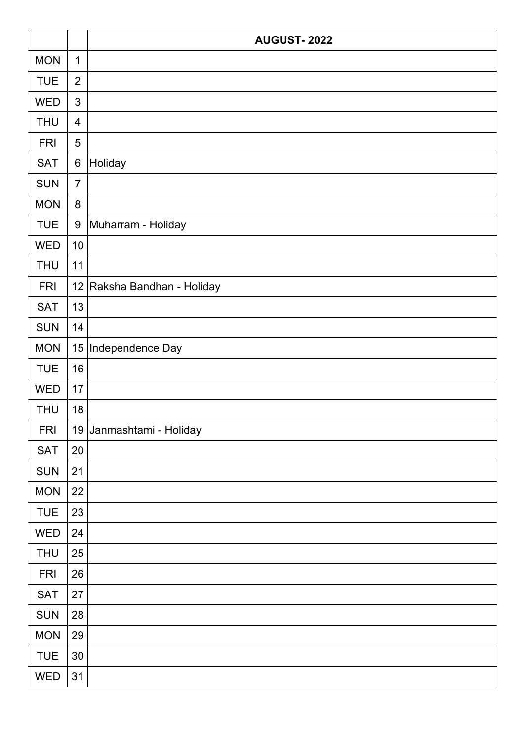| | | AUGUST- 2022 |
|---|---|---|
| MON | 1 | |
| TUE | 2 | |
| WED | 3 | |
| THU | 4 | |
| FRI | 5 | |
| SAT | 6 | Holiday |
| SUN | 7 | |
| MON | 8 | |
| TUE | 9 | Muharram - Holiday |
| WED | 10 | |
| THU | 11 | |
| FRI | 12 | Raksha Bandhan - Holiday |
| SAT | 13 | |
| SUN | 14 | |
| MON | 15 | Independence Day |
| TUE | 16 | |
| WED | 17 | |
| THU | 18 | |
| FRI | 19 | Janmashtami - Holiday |
| SAT | 20 | |
| SUN | 21 | |
| MON | 22 | |
| TUE | 23 | |
| WED | 24 | |
| THU | 25 | |
| FRI | 26 | |
| SAT | 27 | |
| SUN | 28 | |
| MON | 29 | |
| TUE | 30 | |
| WED | 31 | |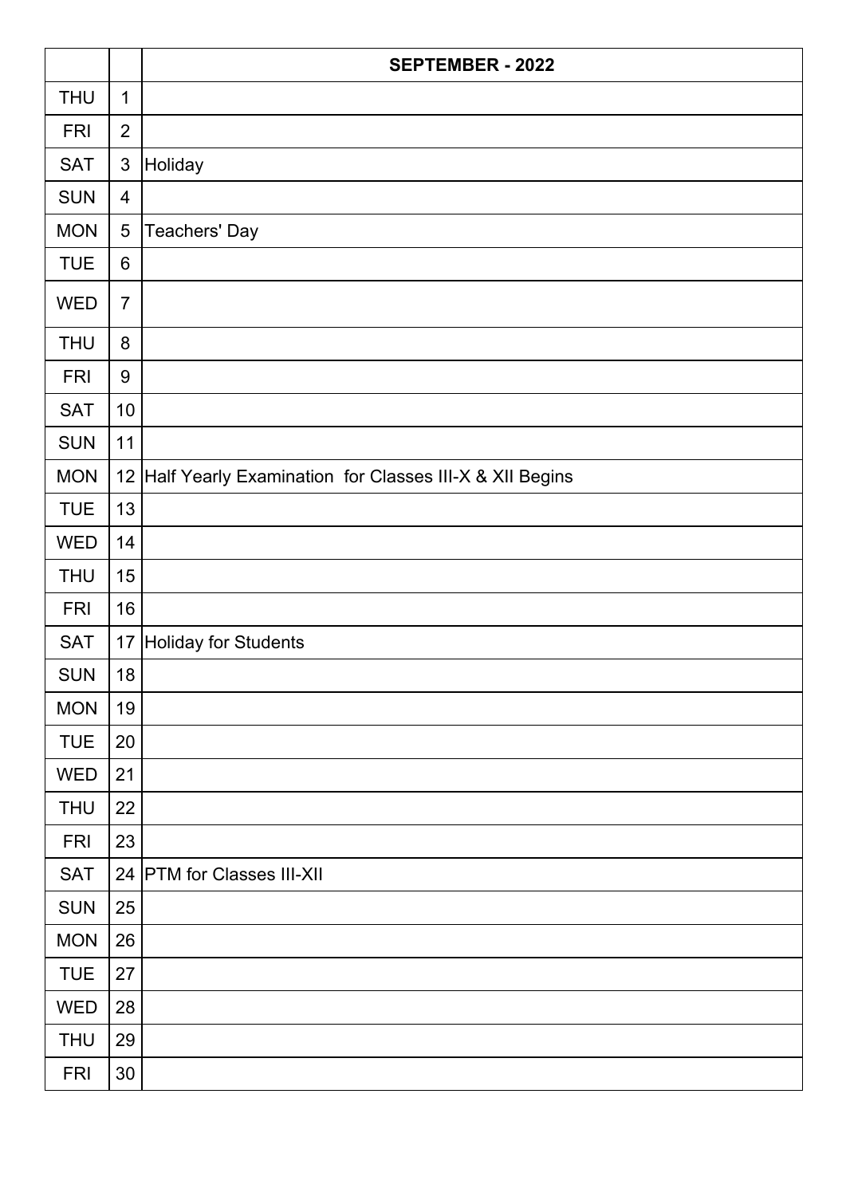| | | SEPTEMBER - 2022 |
|---|---|---|
| THU | 1 | |
| FRI | 2 | |
| SAT | 3 | Holiday |
| SUN | 4 | |
| MON | 5 | Teachers' Day |
| TUE | 6 | |
| WED | 7 | |
| THU | 8 | |
| FRI | 9 | |
| SAT | 10 | |
| SUN | 11 | |
| MON | 12 | Half Yearly Examination for Classes III-X & XII Begins |
| TUE | 13 | |
| WED | 14 | |
| THU | 15 | |
| FRI | 16 | |
| SAT | 17 | Holiday for Students |
| SUN | 18 | |
| MON | 19 | |
| TUE | 20 | |
| WED | 21 | |
| THU | 22 | |
| FRI | 23 | |
| SAT | 24 | PTM for Classes III-XII |
| SUN | 25 | |
| MON | 26 | |
| TUE | 27 | |
| WED | 28 | |
| THU | 29 | |
| FRI | 30 | |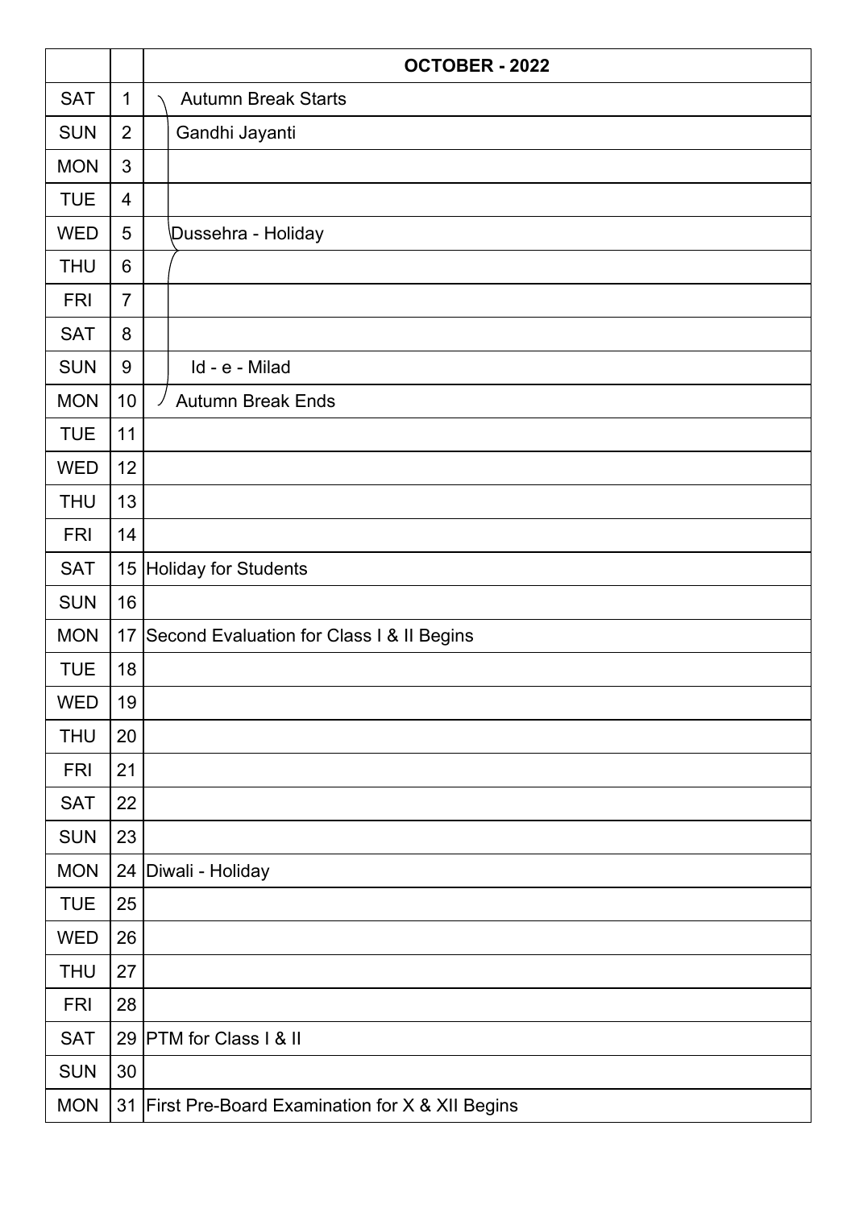| | | OCTOBER - 2022 |
|---|---|---|
| SAT | 1 | Autumn Break Starts |
| SUN | 2 | Gandhi Jayanti |
| MON | 3 | |
| TUE | 4 | |
| WED | 5 | Dussehra - Holiday |
| THU | 6 | |
| FRI | 7 | |
| SAT | 8 | |
| SUN | 9 | Id - e - Milad |
| MON | 10 | Autumn Break Ends |
| TUE | 11 | |
| WED | 12 | |
| THU | 13 | |
| FRI | 14 | |
| SAT | 15 | Holiday for Students |
| SUN | 16 | |
| MON | 17 | Second Evaluation for Class I & II Begins |
| TUE | 18 | |
| WED | 19 | |
| THU | 20 | |
| FRI | 21 | |
| SAT | 22 | |
| SUN | 23 | |
| MON | 24 | Diwali - Holiday |
| TUE | 25 | |
| WED | 26 | |
| THU | 27 | |
| FRI | 28 | |
| SAT | 29 | PTM for Class I & II |
| SUN | 30 | |
| MON | 31 | First Pre-Board Examination for X & XII Begins |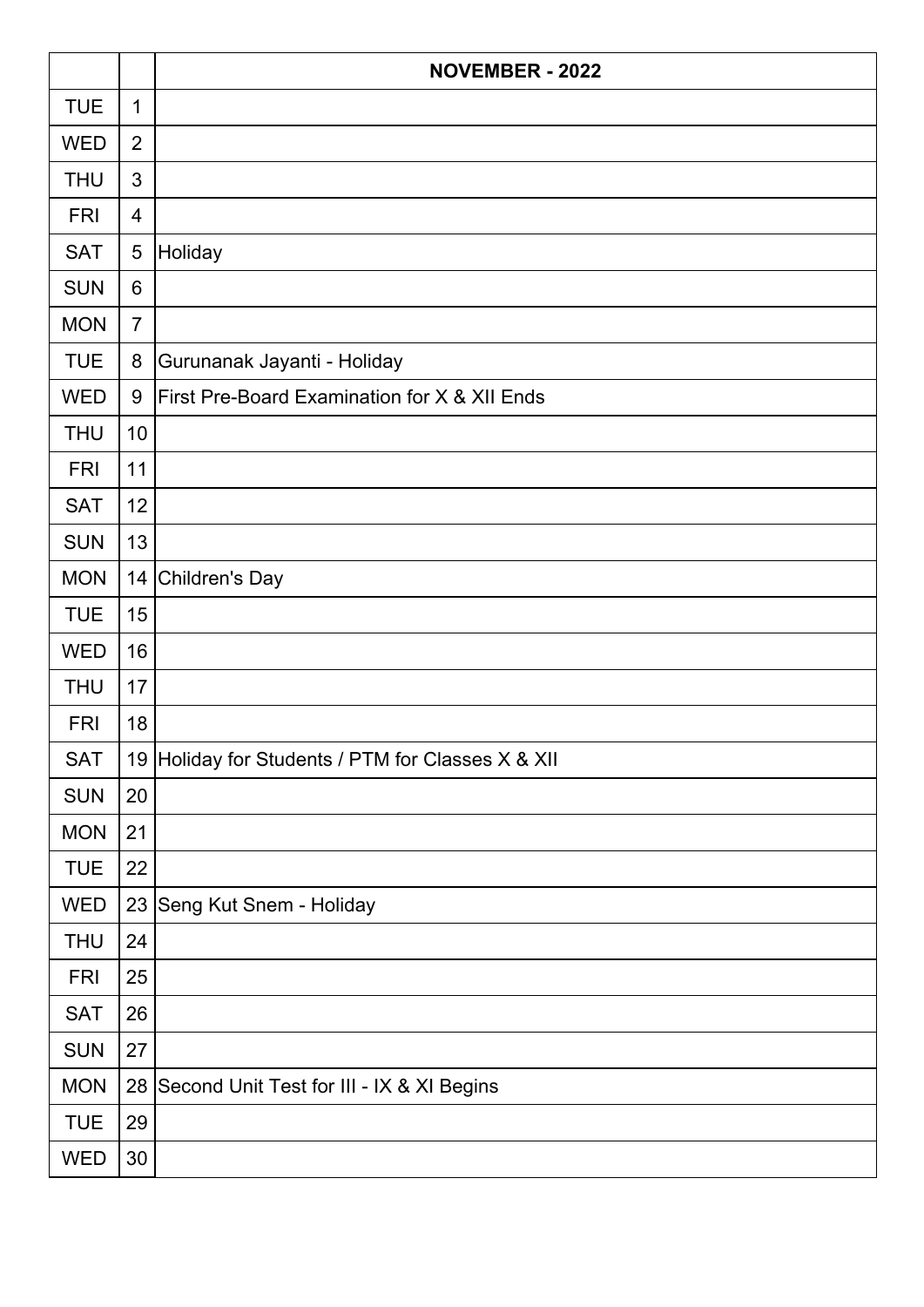| | | NOVEMBER - 2022 |
|---|---|---|
| TUE | 1 | |
| WED | 2 | |
| THU | 3 | |
| FRI | 4 | |
| SAT | 5 | Holiday |
| SUN | 6 | |
| MON | 7 | |
| TUE | 8 | Gurunanak Jayanti - Holiday |
| WED | 9 | First Pre-Board Examination for X & XII Ends |
| THU | 10 | |
| FRI | 11 | |
| SAT | 12 | |
| SUN | 13 | |
| MON | 14 | Children's Day |
| TUE | 15 | |
| WED | 16 | |
| THU | 17 | |
| FRI | 18 | |
| SAT | 19 | Holiday for Students / PTM for Classes X & XII |
| SUN | 20 | |
| MON | 21 | |
| TUE | 22 | |
| WED | 23 | Seng Kut Snem - Holiday |
| THU | 24 | |
| FRI | 25 | |
| SAT | 26 | |
| SUN | 27 | |
| MON | 28 | Second Unit Test for III - IX & XI Begins |
| TUE | 29 | |
| WED | 30 | |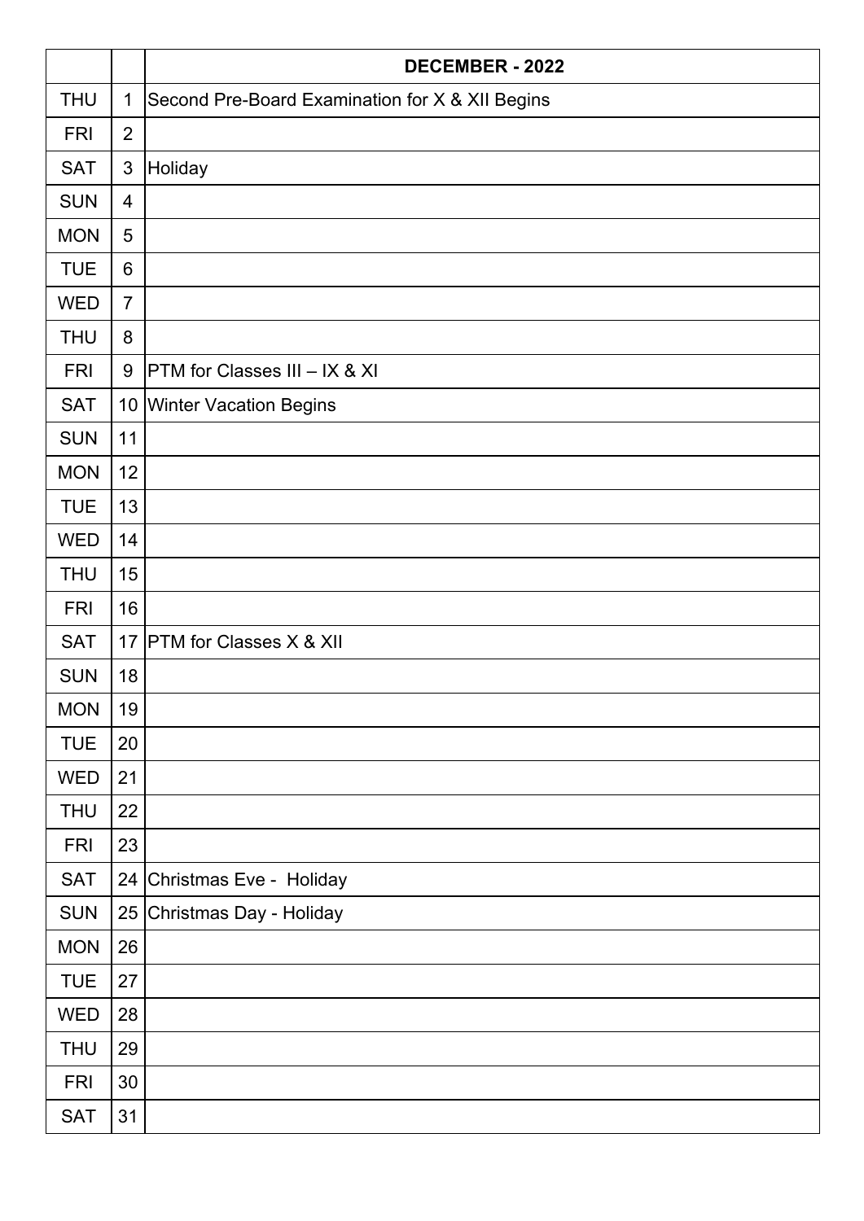| | | DECEMBER - 2022 |
|---|---|---|
| THU | 1 | Second Pre-Board Examination for X & XII Begins |
| FRI | 2 | |
| SAT | 3 | Holiday |
| SUN | 4 | |
| MON | 5 | |
| TUE | 6 | |
| WED | 7 | |
| THU | 8 | |
| FRI | 9 | PTM for Classes III – IX & XI |
| SAT | 10 | Winter Vacation Begins |
| SUN | 11 | |
| MON | 12 | |
| TUE | 13 | |
| WED | 14 | |
| THU | 15 | |
| FRI | 16 | |
| SAT | 17 | PTM for Classes X & XII |
| SUN | 18 | |
| MON | 19 | |
| TUE | 20 | |
| WED | 21 | |
| THU | 22 | |
| FRI | 23 | |
| SAT | 24 | Christmas Eve - Holiday |
| SUN | 25 | Christmas Day - Holiday |
| MON | 26 | |
| TUE | 27 | |
| WED | 28 | |
| THU | 29 | |
| FRI | 30 | |
| SAT | 31 | |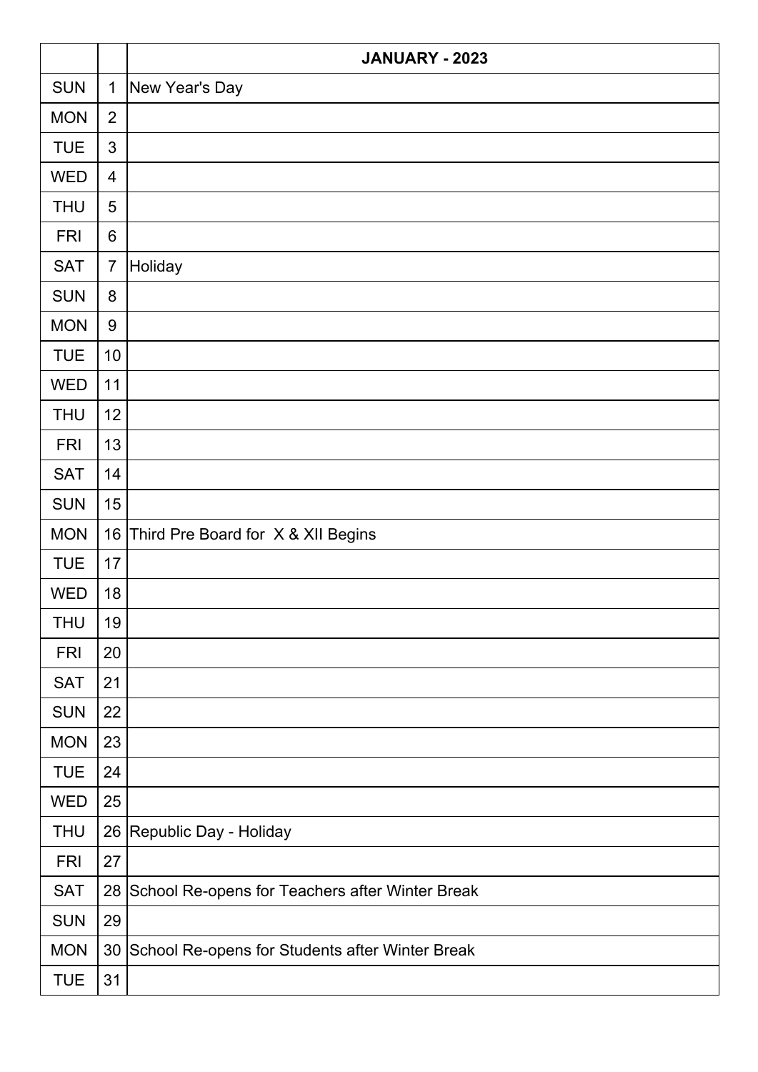| | | JANUARY - 2023 |
|---|---|---|
| SUN | 1 | New Year's Day |
| MON | 2 | |
| TUE | 3 | |
| WED | 4 | |
| THU | 5 | |
| FRI | 6 | |
| SAT | 7 | Holiday |
| SUN | 8 | |
| MON | 9 | |
| TUE | 10 | |
| WED | 11 | |
| THU | 12 | |
| FRI | 13 | |
| SAT | 14 | |
| SUN | 15 | |
| MON | 16 | Third Pre Board for X & XII Begins |
| TUE | 17 | |
| WED | 18 | |
| THU | 19 | |
| FRI | 20 | |
| SAT | 21 | |
| SUN | 22 | |
| MON | 23 | |
| TUE | 24 | |
| WED | 25 | |
| THU | 26 | Republic Day - Holiday |
| FRI | 27 | |
| SAT | 28 | School Re-opens for Teachers after Winter Break |
| SUN | 29 | |
| MON | 30 | School Re-opens for Students after Winter Break |
| TUE | 31 | |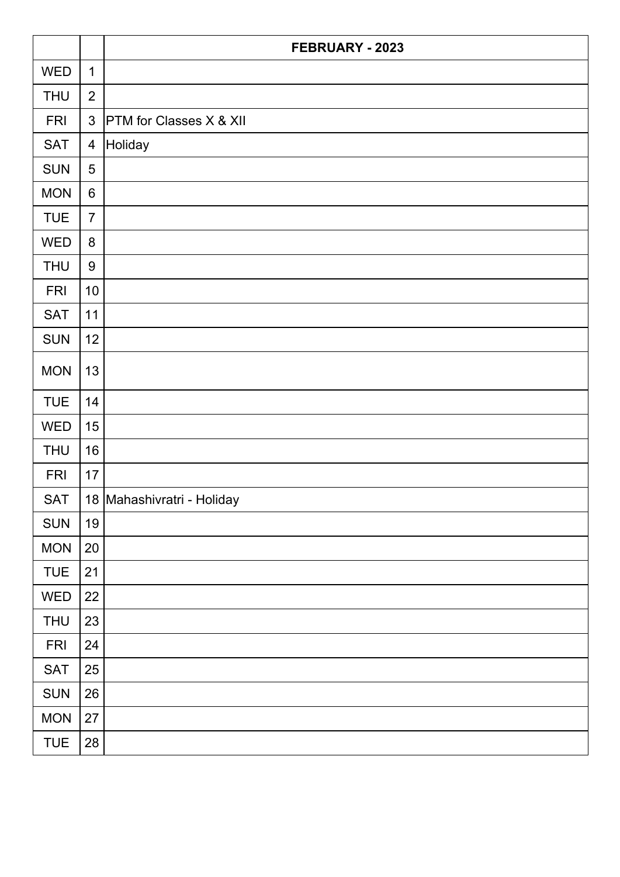| | | FEBRUARY - 2023 |
|---|---|---|
| WED | 1 | |
| THU | 2 | |
| FRI | 3 | PTM for Classes X & XII |
| SAT | 4 | Holiday |
| SUN | 5 | |
| MON | 6 | |
| TUE | 7 | |
| WED | 8 | |
| THU | 9 | |
| FRI | 10 | |
| SAT | 11 | |
| SUN | 12 | |
| MON | 13 | |
| TUE | 14 | |
| WED | 15 | |
| THU | 16 | |
| FRI | 17 | |
| SAT | 18 | Mahashivratri - Holiday |
| SUN | 19 | |
| MON | 20 | |
| TUE | 21 | |
| WED | 22 | |
| THU | 23 | |
| FRI | 24 | |
| SAT | 25 | |
| SUN | 26 | |
| MON | 27 | |
| TUE | 28 | |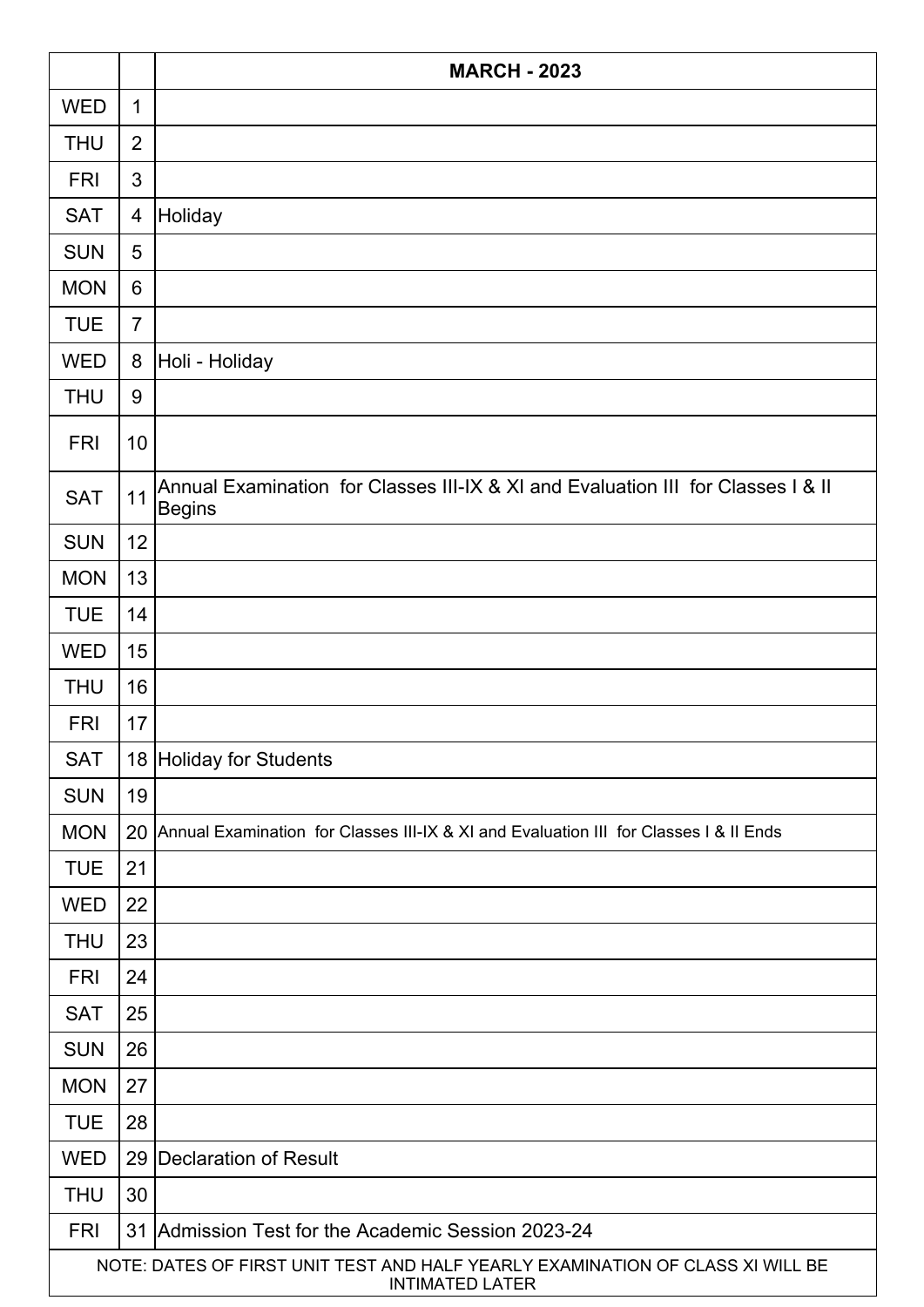| | | MARCH - 2023 |
|---|---|---|
| WED | 1 | |
| THU | 2 | |
| FRI | 3 | |
| SAT | 4 | Holiday |
| SUN | 5 | |
| MON | 6 | |
| TUE | 7 | |
| WED | 8 | Holi - Holiday |
| THU | 9 | |
| FRI | 10 | |
| SAT | 11 | Annual Examination for Classes III-IX & XI and Evaluation III for Classes I & II Begins |
| SUN | 12 | |
| MON | 13 | |
| TUE | 14 | |
| WED | 15 | |
| THU | 16 | |
| FRI | 17 | |
| SAT | 18 | Holiday for Students |
| SUN | 19 | |
| MON | 20 | Annual Examination for Classes III-IX & XI and Evaluation III for Classes I & II Ends |
| TUE | 21 | |
| WED | 22 | |
| THU | 23 | |
| FRI | 24 | |
| SAT | 25 | |
| SUN | 26 | |
| MON | 27 | |
| TUE | 28 | |
| WED | 29 | Declaration of Result |
| THU | 30 | |
| FRI | 31 | Admission Test for the Academic Session 2023-24 |

NOTE: DATES OF FIRST UNIT TEST AND HALF YEARLY EXAMINATION OF CLASS XI WILL BE INTIMATED LATER